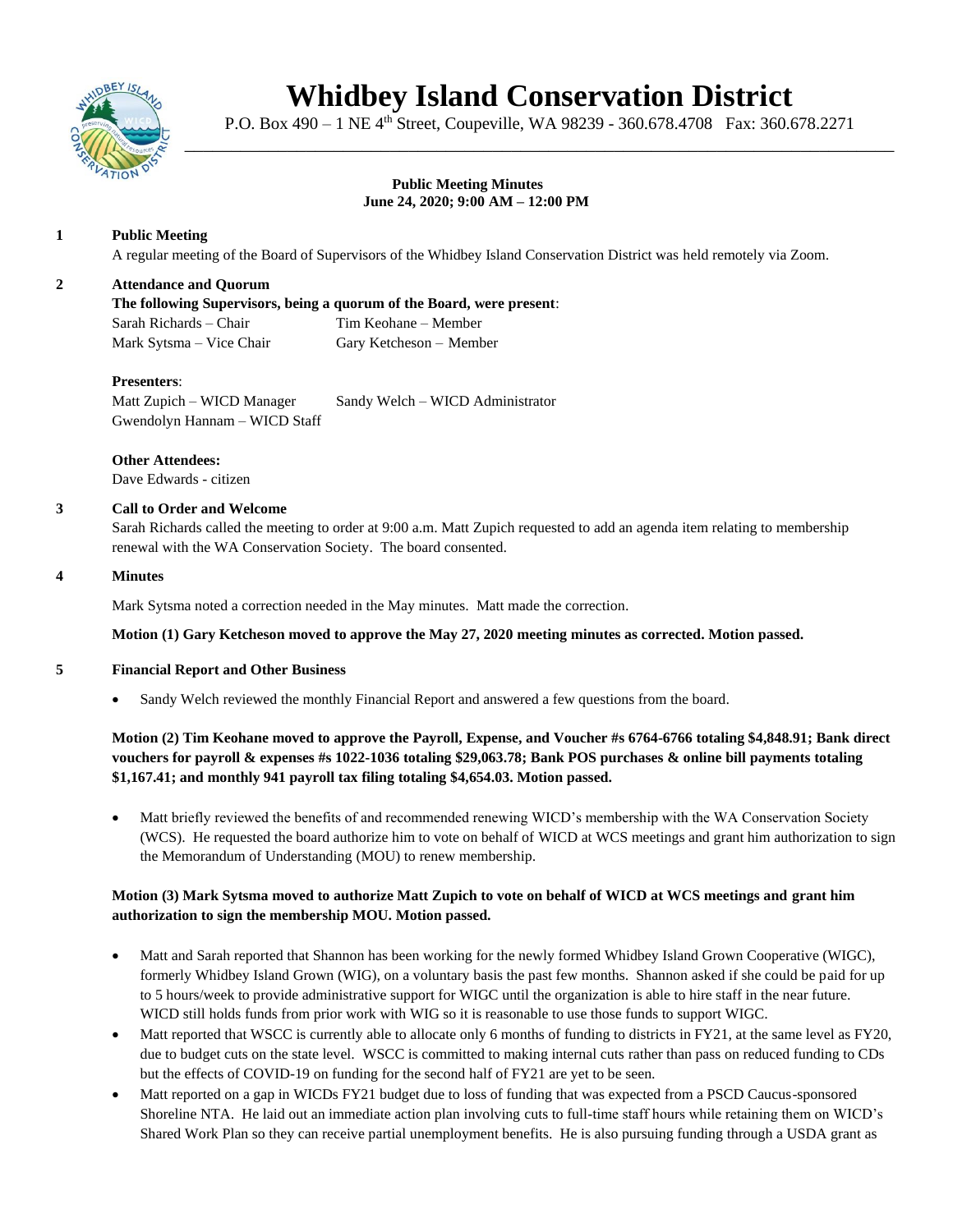# Whidbey Island Conservation District

P.O. Box 490 – 1 NE 4th Street, Coupeville, WA 98239 - 360.678.4708 Fax: 360.678.2271

---

**Public Meeting Minutes**
**June 24, 2020; 9:00 AM – 12:00 PM**

## 1 Public Meeting

A regular meeting of the Board of Supervisors of the Whidbey Island Conservation District was held remotely via Zoom.

## 2 Attendance and Quorum

**The following Supervisors, being a quorum of the Board, were present**:

Sarah Richards – Chair
Mark Sytsma – Vice Chair
Tim Keohane – Member
Gary Ketcheson – Member

**Presenters**:

Matt Zupich – WICD Manager
Gwendolyn Hannam – WICD Staff
Sandy Welch – WICD Administrator

**Other Attendees:**

Dave Edwards - citizen

## 3 Call to Order and Welcome

Sarah Richards called the meeting to order at 9:00 a.m. Matt Zupich requested to add an agenda item relating to membership renewal with the WA Conservation Society. The board consented.

## 4 Minutes

Mark Sytsma noted a correction needed in the May minutes. Matt made the correction.

**Motion (1) Gary Ketcheson moved to approve the May 27, 2020 meeting minutes as corrected. Motion passed.**

## 5 Financial Report and Other Business

- Sandy Welch reviewed the monthly Financial Report and answered a few questions from the board.

**Motion (2) Tim Keohane moved to approve the Payroll, Expense, and Voucher #s 6764-6766 totaling $4,848.91; Bank direct vouchers for payroll & expenses #s 1022-1036 totaling $29,063.78; Bank POS purchases & online bill payments totaling $1,167.41; and monthly 941 payroll tax filing totaling $4,654.03. Motion passed.**

- Matt briefly reviewed the benefits of and recommended renewing WICD's membership with the WA Conservation Society (WCS). He requested the board authorize him to vote on behalf of WICD at WCS meetings and grant him authorization to sign the Memorandum of Understanding (MOU) to renew membership.

**Motion (3) Mark Sytsma moved to authorize Matt Zupich to vote on behalf of WICD at WCS meetings and grant him authorization to sign the membership MOU. Motion passed.**

- Matt and Sarah reported that Shannon has been working for the newly formed Whidbey Island Grown Cooperative (WIGC), formerly Whidbey Island Grown (WIG), on a voluntary basis the past few months. Shannon asked if she could be paid for up to 5 hours/week to provide administrative support for WIGC until the organization is able to hire staff in the near future. WICD still holds funds from prior work with WIG so it is reasonable to use those funds to support WIGC.
- Matt reported that WSCC is currently able to allocate only 6 months of funding to districts in FY21, at the same level as FY20, due to budget cuts on the state level. WSCC is committed to making internal cuts rather than pass on reduced funding to CDs but the effects of COVID-19 on funding for the second half of FY21 are yet to be seen.
- Matt reported on a gap in WICDs FY21 budget due to loss of funding that was expected from a PSCD Caucus-sponsored Shoreline NTA. He laid out an immediate action plan involving cuts to full-time staff hours while retaining them on WICD's Shared Work Plan so they can receive partial unemployment benefits. He is also pursuing funding through a USDA grant as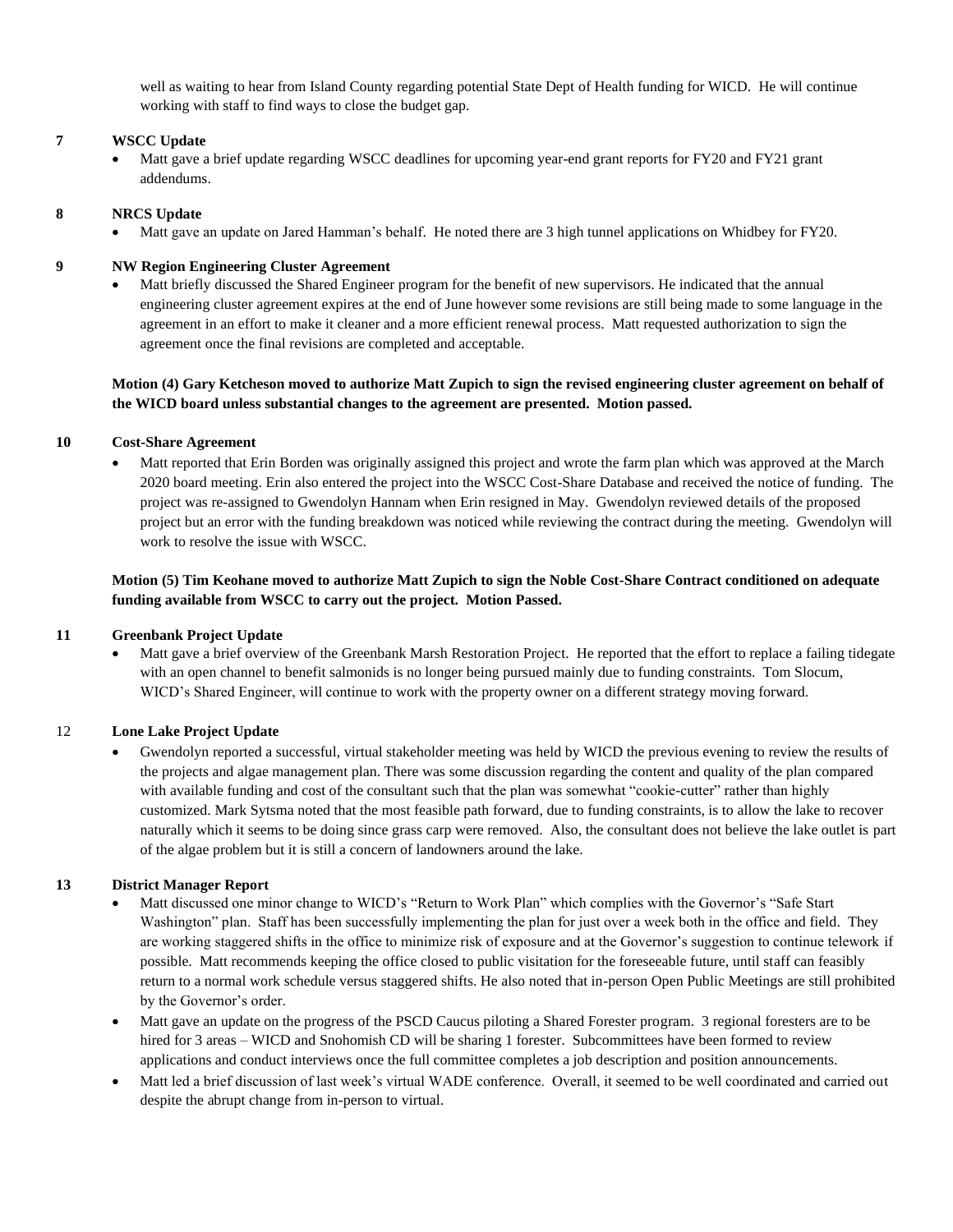well as waiting to hear from Island County regarding potential State Dept of Health funding for WICD. He will continue working with staff to find ways to close the budget gap.

**7 WSCC Update**

- Matt gave a brief update regarding WSCC deadlines for upcoming year-end grant reports for FY20 and FY21 grant addendums.

**8 NRCS Update**

- Matt gave an update on Jared Hamman's behalf. He noted there are 3 high tunnel applications on Whidbey for FY20.

**9 NW Region Engineering Cluster Agreement**

- Matt briefly discussed the Shared Engineer program for the benefit of new supervisors. He indicated that the annual engineering cluster agreement expires at the end of June however some revisions are still being made to some language in the agreement in an effort to make it cleaner and a more efficient renewal process. Matt requested authorization to sign the agreement once the final revisions are completed and acceptable.

**Motion (4) Gary Ketcheson moved to authorize Matt Zupich to sign the revised engineering cluster agreement on behalf of the WICD board unless substantial changes to the agreement are presented. Motion passed.**

**10 Cost-Share Agreement**

- Matt reported that Erin Borden was originally assigned this project and wrote the farm plan which was approved at the March 2020 board meeting. Erin also entered the project into the WSCC Cost-Share Database and received the notice of funding. The project was re-assigned to Gwendolyn Hannam when Erin resigned in May. Gwendolyn reviewed details of the proposed project but an error with the funding breakdown was noticed while reviewing the contract during the meeting. Gwendolyn will work to resolve the issue with WSCC.

**Motion (5) Tim Keohane moved to authorize Matt Zupich to sign the Noble Cost-Share Contract conditioned on adequate funding available from WSCC to carry out the project. Motion Passed.**

**11 Greenbank Project Update**

- Matt gave a brief overview of the Greenbank Marsh Restoration Project. He reported that the effort to replace a failing tidegate with an open channel to benefit salmonids is no longer being pursued mainly due to funding constraints. Tom Slocum, WICD's Shared Engineer, will continue to work with the property owner on a different strategy moving forward.

**12 Lone Lake Project Update**

- Gwendolyn reported a successful, virtual stakeholder meeting was held by WICD the previous evening to review the results of the projects and algae management plan. There was some discussion regarding the content and quality of the plan compared with available funding and cost of the consultant such that the plan was somewhat "cookie-cutter" rather than highly customized. Mark Sytsma noted that the most feasible path forward, due to funding constraints, is to allow the lake to recover naturally which it seems to be doing since grass carp were removed. Also, the consultant does not believe the lake outlet is part of the algae problem but it is still a concern of landowners around the lake.

**13 District Manager Report**

- Matt discussed one minor change to WICD's "Return to Work Plan" which complies with the Governor's "Safe Start Washington" plan. Staff has been successfully implementing the plan for just over a week both in the office and field. They are working staggered shifts in the office to minimize risk of exposure and at the Governor's suggestion to continue telework if possible. Matt recommends keeping the office closed to public visitation for the foreseeable future, until staff can feasibly return to a normal work schedule versus staggered shifts. He also noted that in-person Open Public Meetings are still prohibited by the Governor's order.
- Matt gave an update on the progress of the PSCD Caucus piloting a Shared Forester program. 3 regional foresters are to be hired for 3 areas – WICD and Snohomish CD will be sharing 1 forester. Subcommittees have been formed to review applications and conduct interviews once the full committee completes a job description and position announcements.
- Matt led a brief discussion of last week's virtual WADE conference. Overall, it seemed to be well coordinated and carried out despite the abrupt change from in-person to virtual.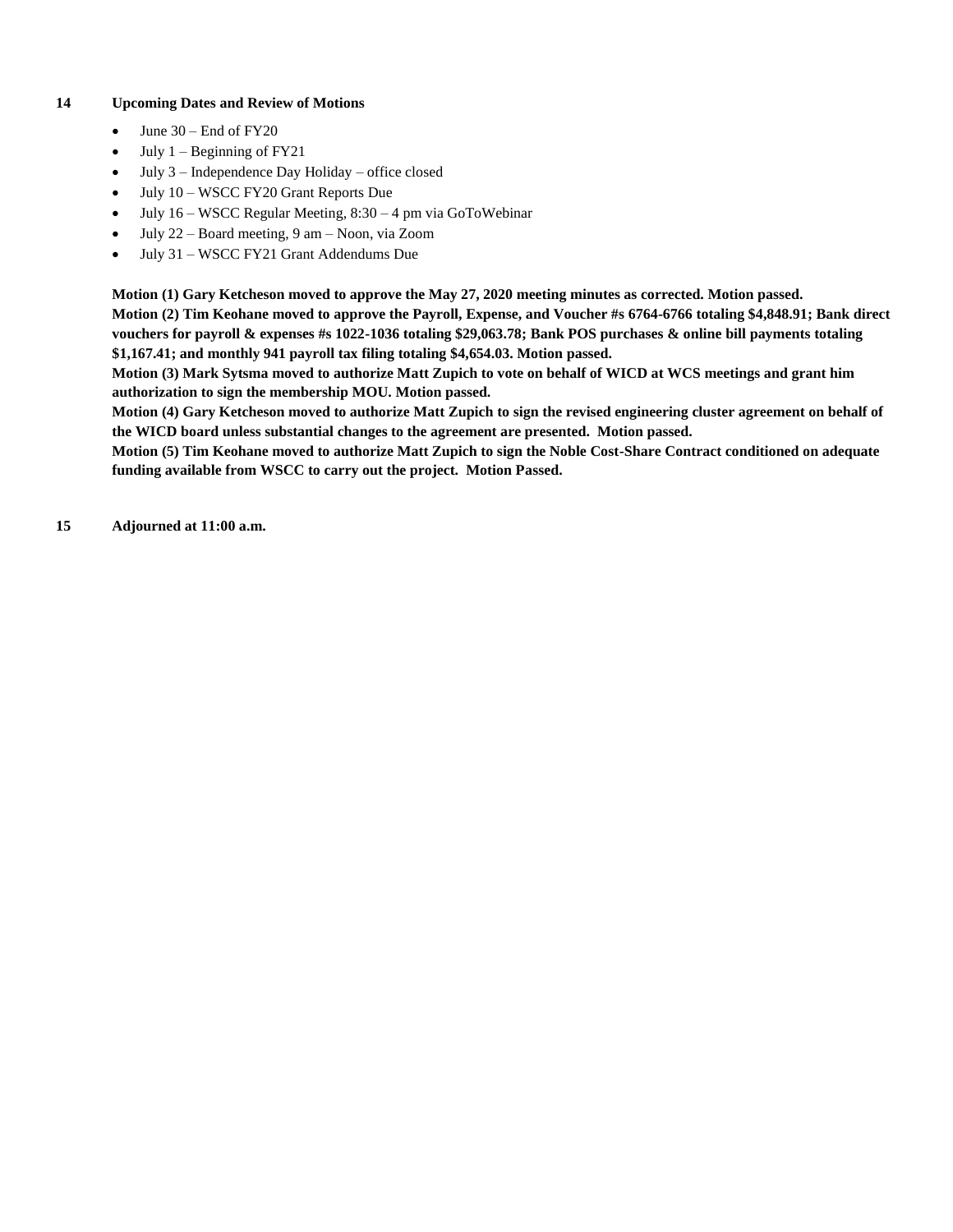**14 Upcoming Dates and Review of Motions**

- June 30 – End of FY20
- July 1 – Beginning of FY21
- July 3 – Independence Day Holiday – office closed
- July 10 – WSCC FY20 Grant Reports Due
- July 16 – WSCC Regular Meeting, 8:30 – 4 pm via GoToWebinar
- July 22 – Board meeting, 9 am – Noon, via Zoom
- July 31 – WSCC FY21 Grant Addendums Due

**Motion (1) Gary Ketcheson moved to approve the May 27, 2020 meeting minutes as corrected. Motion passed.**
**Motion (2) Tim Keohane moved to approve the Payroll, Expense, and Voucher #s 6764-6766 totaling $4,848.91; Bank direct vouchers for payroll & expenses #s 1022-1036 totaling $29,063.78; Bank POS purchases & online bill payments totaling $1,167.41; and monthly 941 payroll tax filing totaling $4,654.03. Motion passed.**
**Motion (3) Mark Sytsma moved to authorize Matt Zupich to vote on behalf of WICD at WCS meetings and grant him authorization to sign the membership MOU. Motion passed.**
**Motion (4) Gary Ketcheson moved to authorize Matt Zupich to sign the revised engineering cluster agreement on behalf of the WICD board unless substantial changes to the agreement are presented. Motion passed.**
**Motion (5) Tim Keohane moved to authorize Matt Zupich to sign the Noble Cost-Share Contract conditioned on adequate funding available from WSCC to carry out the project. Motion Passed.**

**15 Adjourned at 11:00 a.m.**